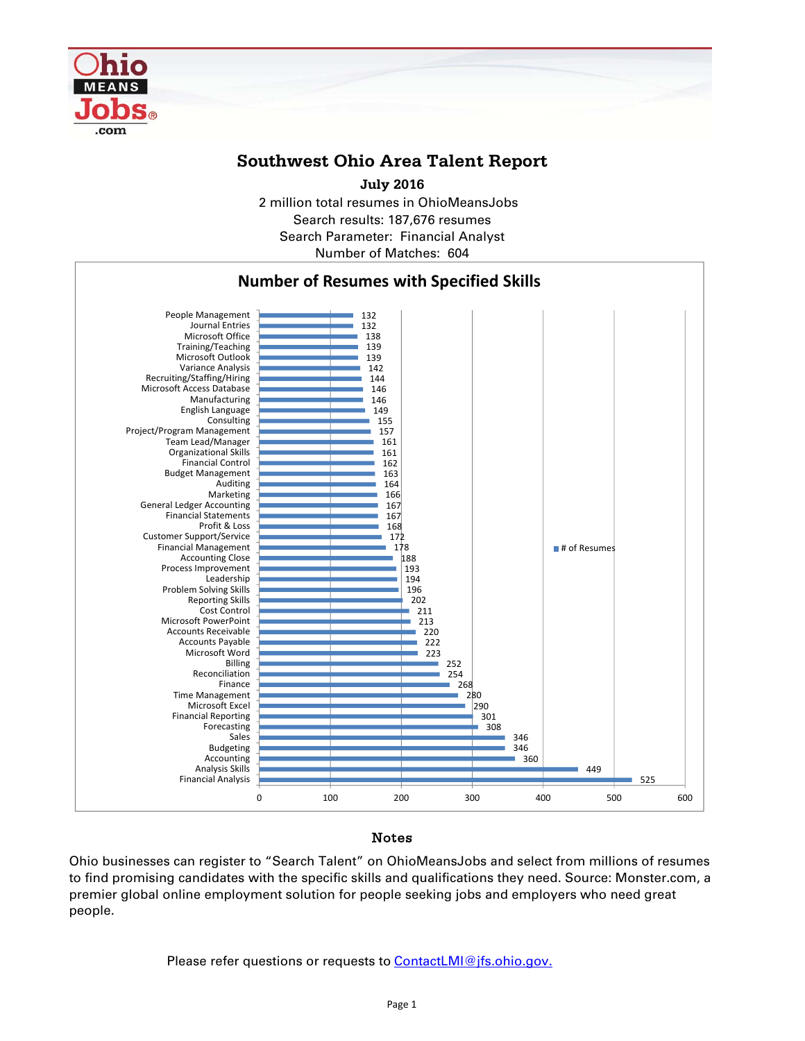# Southwest Ohio Area Talent Report

**July 2016**

2 million total resumes in OhioMeansJobs
Search results: 187,676 resumes
Search Parameter: Financial Analyst
Number of Matches: 604

## Number of Resumes with Specified Skills

| Skill | # of Resumes |
|---|---|
| People Management | 132 |
| Journal Entries | 132 |
| Microsoft Office | 138 |
| Training/Teaching | 139 |
| Microsoft Outlook | 139 |
| Variance Analysis | 142 |
| Recruiting/Staffing/Hiring | 144 |
| Microsoft Access Database | 146 |
| Manufacturing | 146 |
| English Language | 149 |
| Consulting | 155 |
| Project/Program Management | 157 |
| Team Lead/Manager | 161 |
| Organizational Skills | 161 |
| Financial Control | 162 |
| Budget Management | 163 |
| Auditing | 164 |
| Marketing | 166 |
| General Ledger Accounting | 167 |
| Financial Statements | 167 |
| Profit & Loss | 168 |
| Customer Support/Service | 172 |
| Financial Management | 178 |
| Accounting Close | 188 |
| Process Improvement | 193 |
| Leadership | 194 |
| Problem Solving Skills | 196 |
| Reporting Skills | 202 |
| Cost Control | 211 |
| Microsoft PowerPoint | 213 |
| Accounts Receivable | 220 |
| Accounts Payable | 222 |
| Microsoft Word | 223 |
| Billing | 252 |
| Reconciliation | 254 |
| Finance | 268 |
| Time Management | 280 |
| Microsoft Excel | 290 |
| Financial Reporting | 301 |
| Forecasting | 308 |
| Sales | 346 |
| Budgeting | 346 |
| Accounting | 360 |
| Analysis Skills | 449 |
| Financial Analysis | 525 |

### Notes

Ohio businesses can register to "Search Talent" on OhioMeansJobs and select from millions of resumes to find promising candidates with the specific skills and qualifications they need. Source: Monster.com, a premier global online employment solution for people seeking jobs and employers who need great people.

Please refer questions or requests to ContactLMI@jfs.ohio.gov.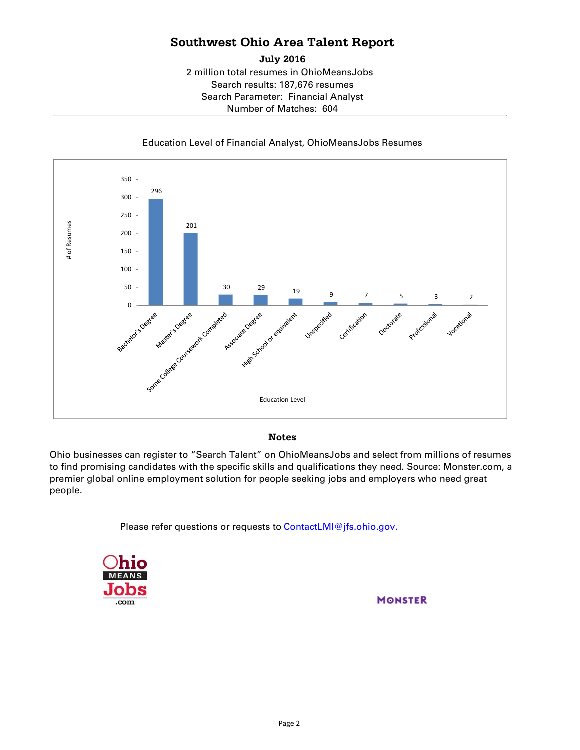# Southwest Ohio Area Talent Report

**July 2016**

2 million total resumes in OhioMeansJobs
Search results: 187,676 resumes
Search Parameter: Financial Analyst
Number of Matches: 604

Education Level of Financial Analyst, OhioMeansJobs Resumes

# of Resumes

350
300
250
200
150
100
50
0

296
201
30
29
19
9
7
5
3
2

Bachelor's Degree
Master's Degree
Some College Coursework Completed
Associate Degree
High School or equivalent
Unspecified
Certification
Doctorate
Professional
Vocational

Education Level

## Notes

Ohio businesses can register to "Search Talent" on OhioMeansJobs and select from millions of resumes to find promising candidates with the specific skills and qualifications they need. Source: Monster.com, a premier global online employment solution for people seeking jobs and employers who need great people.

Please refer questions or requests to [ContactLMI@jfs.ohio.gov.](mailto:ContactLMI@jfs.ohio.gov)

Ohio MEANS Jobs .com

MONSTER